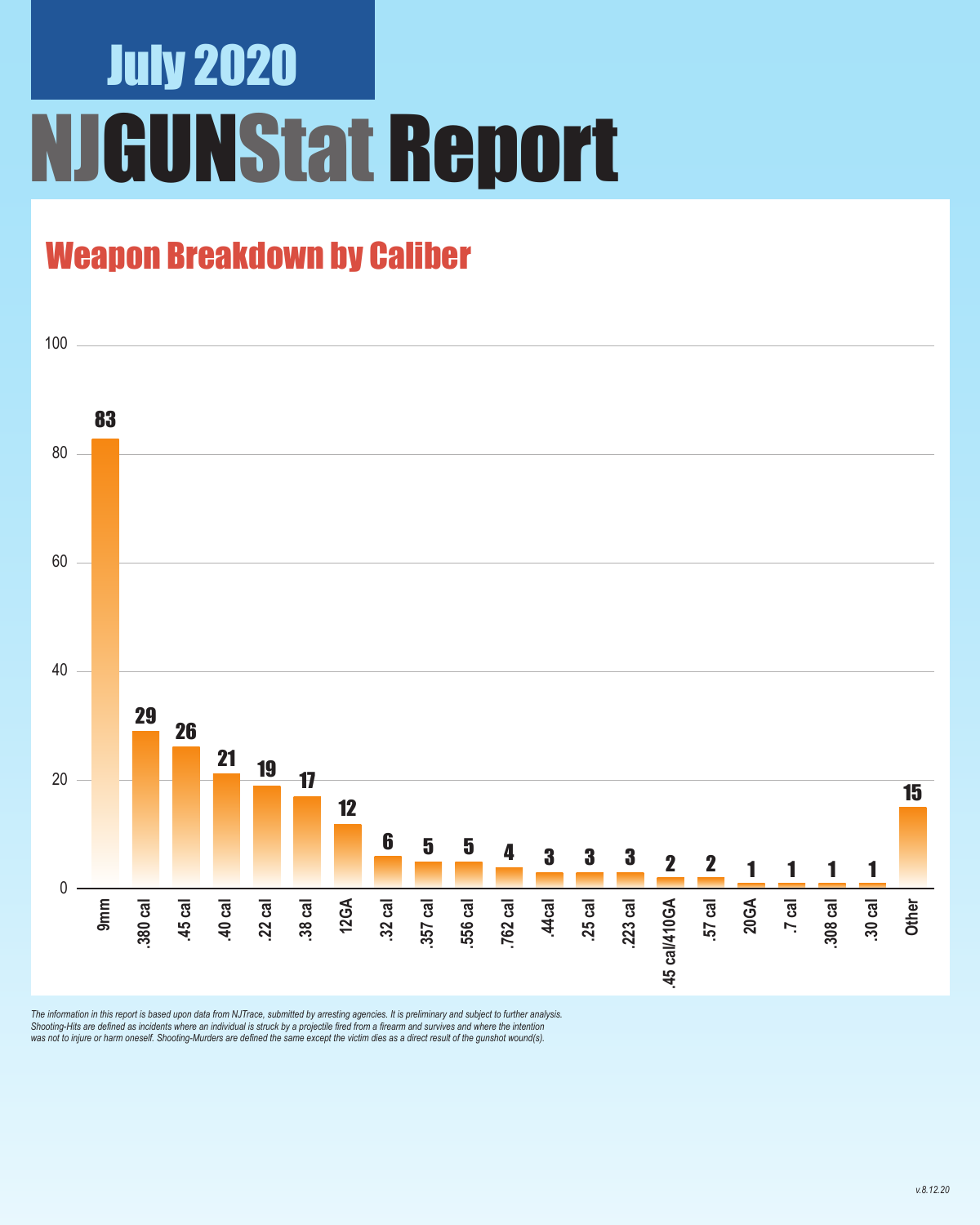# July 2020

# NJGUNStat Report

## Weapon Breakdown by Caliber

| Caliber | Count |
|---|---|
| 9mm | 83 |
| .380 cal | 29 |
| .45 cal | 26 |
| .40 cal | 21 |
| .22 cal | 19 |
| .38 cal | 17 |
| 12GA | 12 |
| .32 cal | 6 |
| .357 cal | 5 |
| .556 cal | 5 |
| .762 cal | 4 |
| .44cal | 3 |
| .25 cal | 3 |
| .223 cal | 3 |
| .45 cal/410GA | 2 |
| .57 cal | 2 |
| 20GA | 1 |
| .7 cal | 1 |
| .308 cal | 1 |
| .30 cal | 1 |
| Other | 15 |

*The information in this report is based upon data from NJTrace, submitted by arresting agencies. It is preliminary and subject to further analysis. Shooting-Hits are defined as incidents where an individual is struck by a projectile fired from a firearm and survives and where the intention was not to injure or harm oneself. Shooting-Murders are defined the same except the victim dies as a direct result of the gunshot wound(s).*

*v.8.12.20*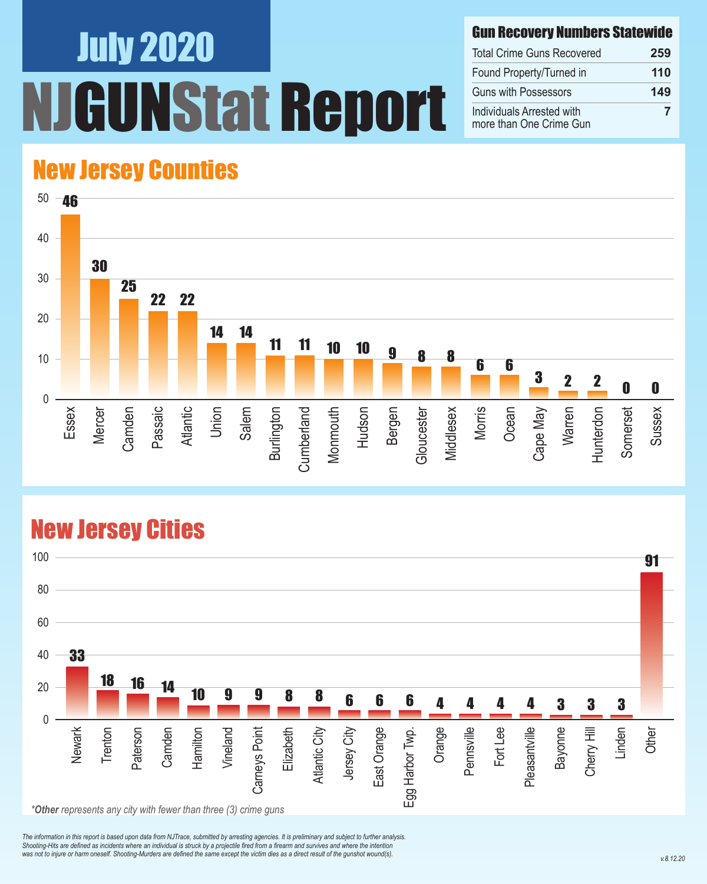# July 2020

# NJGUNStat Report

## Gun Recovery Numbers Statewide

| Gun Recovery Numbers Statewide | |
|---|---|
| Total Crime Guns Recovered | 259 |
| Found Property/Turned in | 110 |
| Guns with Possessors | 149 |
| Individuals Arrested with more than One Crime Gun | 7 |

## New Jersey Counties

| County | Crime Guns |
|---|---|
| Essex | 46 |
| Mercer | 30 |
| Camden | 25 |
| Passaic | 22 |
| Atlantic | 22 |
| Union | 14 |
| Salem | 14 |
| Burlington | 11 |
| Cumberland | 11 |
| Monmouth | 10 |
| Hudson | 10 |
| Bergen | 9 |
| Gloucester | 8 |
| Middlesex | 8 |
| Morris | 6 |
| Ocean | 6 |
| Cape May | 3 |
| Warren | 2 |
| Hunterdon | 2 |
| Somerset | 0 |
| Sussex | 0 |

## New Jersey Cities

| City | Crime Guns |
|---|---|
| Newark | 33 |
| Trenton | 18 |
| Paterson | 16 |
| Camden | 14 |
| Hamilton | 10 |
| Vineland | 9 |
| Carneys Point | 9 |
| Elizabeth | 8 |
| Atlantic City | 8 |
| Jersey City | 6 |
| East Orange | 6 |
| Egg Harbor Twp. | 6 |
| Orange | 4 |
| Pennsville | 4 |
| Fort Lee | 4 |
| Pleasantville | 4 |
| Bayonne | 3 |
| Cherry Hill | 3 |
| Linden | 3 |
| Other | 91 |

*__Other__ represents any city with fewer than three (3) crime guns*

*The information in this report is based upon data from NJTrace, submitted by arresting agencies. It is preliminary and subject to further analysis. Shooting-Hits are defined as incidents where an individual is struck by a projectile fired from a firearm and survives and where the intention was not to injure or harm oneself. Shooting-Murders are defined the same except the victim dies as a direct result of the gunshot wound(s).*

v.8.12.20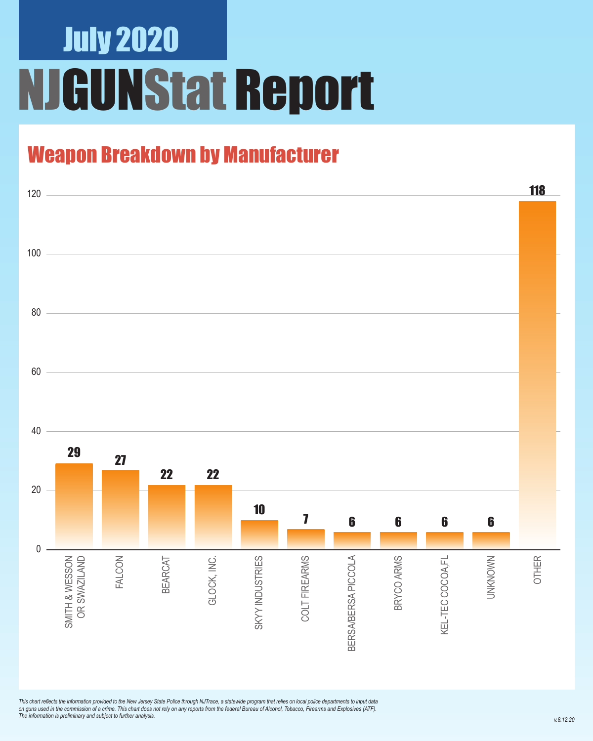# July 2020

# NJGUNStat Report

## Weapon Breakdown by Manufacturer

| Manufacturer | Count |
|---|---|
| SMITH & WESSON OR SWAZILAND | 29 |
| FALCON | 27 |
| BEARCAT | 22 |
| GLOCK, INC. | 22 |
| SKYY INDUSTRIES | 10 |
| COLT FIREARMS | 7 |
| BERSA/BERSA PICCOLA | 6 |
| BRYCO ARMS | 6 |
| KEL-TEC COCOA,FL | 6 |
| UNKNOWN | 6 |
| OTHER | 118 |

*This chart reflects the information provided to the New Jersey State Police through NJTrace, a statewide program that relies on local police departments to input data on guns used in the commission of a crime. This chart does not rely on any reports from the federal Bureau of Alcohol, Tobacco, Firearms and Explosives (ATF). The information is preliminary and subject to further analysis.*

v.8.12.20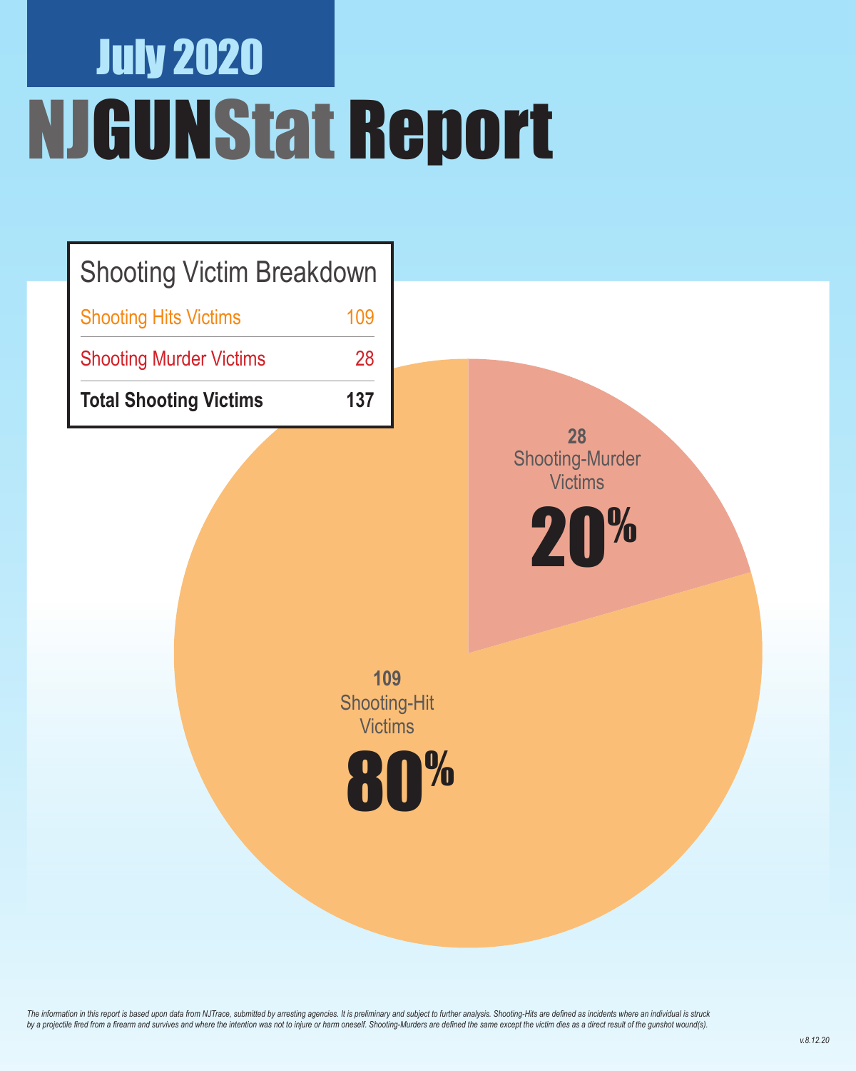July 2020

# NJGUNStat Report

## Shooting Victim Breakdown

| | |
|---|---|
| Shooting Hits Victims | 109 |
| Shooting Murder Victims | 28 |
| **Total Shooting Victims** | **137** |

28
Shooting-Murder Victims
20%

109
Shooting-Hit Victims
80%

*The information in this report is based upon data from NJTrace, submitted by arresting agencies. It is preliminary and subject to further analysis. Shooting-Hits are defined as incidents where an individual is struck by a projectile fired from a firearm and survives and where the intention was not to injure or harm oneself. Shooting-Murders are defined the same except the victim dies as a direct result of the gunshot wound(s).*

*v.8.12.20*